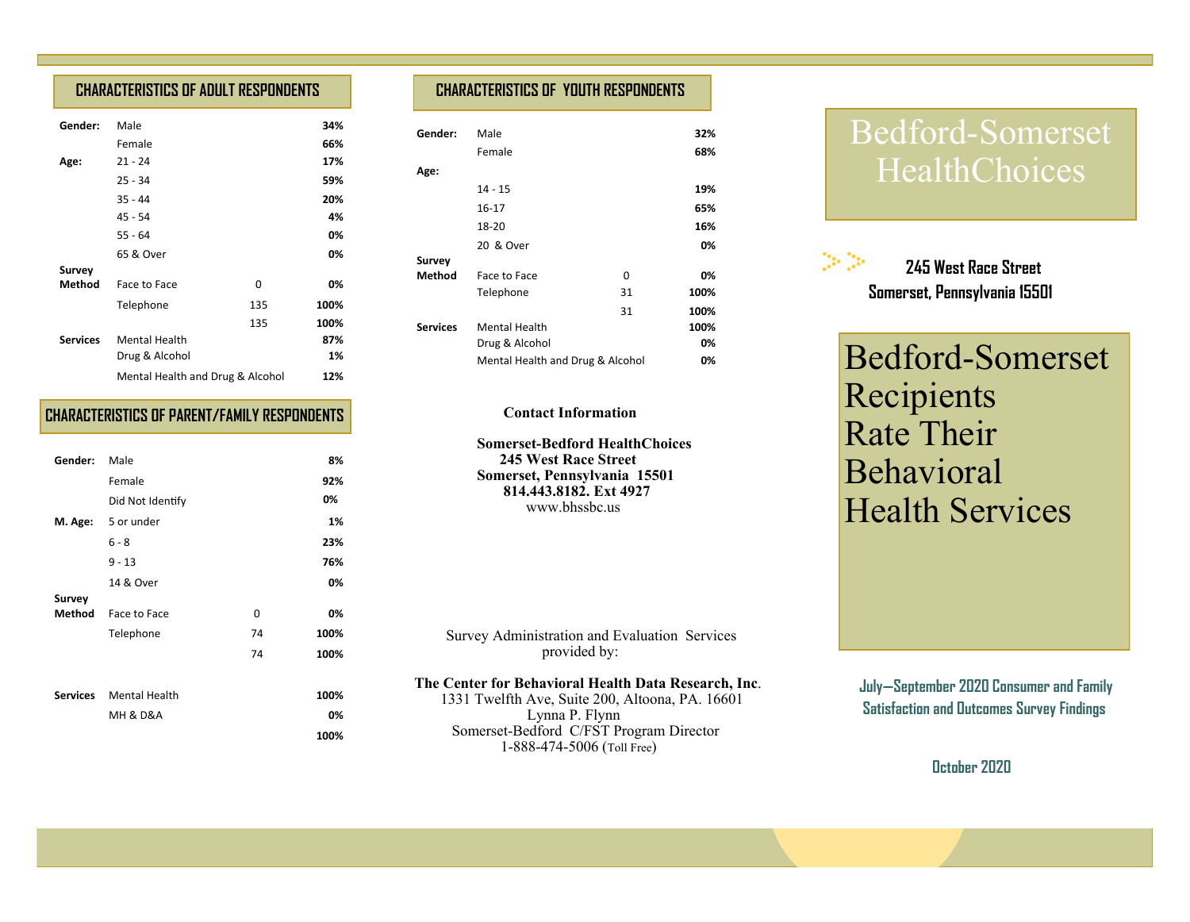## CHARACTERISTICS OF ADULT RESPONDENTS

| | | | |
|---|---|---|---|
| **Gender:** | Male | | **34%** |
| | Female | | **66%** |
| **Age:** | 21 - 24 | | **17%** |
| | 25 - 34 | | **59%** |
| | 35 - 44 | | **20%** |
| | 45 - 54 | | **4%** |
| | 55 - 64 | | **0%** |
| | 65 & Over | | **0%** |
| **Survey Method** | Face to Face | 0 | **0%** |
| | Telephone | 135 | **100%** |
| | | 135 | **100%** |
| **Services** | Mental Health | | **87%** |
| | Drug & Alcohol | | **1%** |
| | Mental Health and Drug & Alcohol | | **12%** |

## CHARACTERISTICS OF PARENT/FAMILY RESPONDENTS

| | | | |
|---|---|---|---|
| **Gender:** | Male | | **8%** |
| | Female | | **92%** |
| | Did Not Identify | | **0%** |
| **M. Age:** | 5 or under | | **1%** |
| | 6 - 8 | | **23%** |
| | 9 - 13 | | **76%** |
| | 14 & Over | | **0%** |
| **Survey Method** | Face to Face | 0 | **0%** |
| | Telephone | 74 | **100%** |
| | | 74 | **100%** |
| **Services** | Mental Health | | **100%** |
| | MH & D&A | | **0%** |
| | | | **100%** |

## CHARACTERISTICS OF YOUTH RESPONDENTS

| | | | |
|---|---|---|---|
| **Gender:** | Male | | **32%** |
| | Female | | **68%** |
| **Age:** | | | |
| | 14 - 15 | | **19%** |
| | 16-17 | | **65%** |
| | 18-20 | | **16%** |
| | 20 & Over | | **0%** |
| **Survey Method** | Face to Face | 0 | **0%** |
| | Telephone | 31 | **100%** |
| | | 31 | **100%** |
| **Services** | Mental Health | | **100%** |
| | Drug & Alcohol | | **0%** |
| | Mental Health and Drug & Alcohol | | **0%** |

**Contact Information**

**Somerset-Bedford HealthChoices**
**245 West Race Street**
**Somerset, Pennsylvania 15501**
**814.443.8182. Ext 4927**
www.bhssbc.us

Survey Administration and Evaluation Services provided by:

**The Center for Behavioral Health Data Research, Inc**.
1331 Twelfth Ave, Suite 200, Altoona, PA. 16601
Lynna P. Flynn
Somerset-Bedford C/FST Program Director
1-888-474-5006 (Toll Free)

# Bedford-Somerset HealthChoices

**245 West Race Street**
**Somerset, Pennsylvania 15501**

# Bedford-Somerset Recipients Rate Their Behavioral Health Services

**July—September 2020 Consumer and Family Satisfaction and Outcomes Survey Findings**

**October 2020**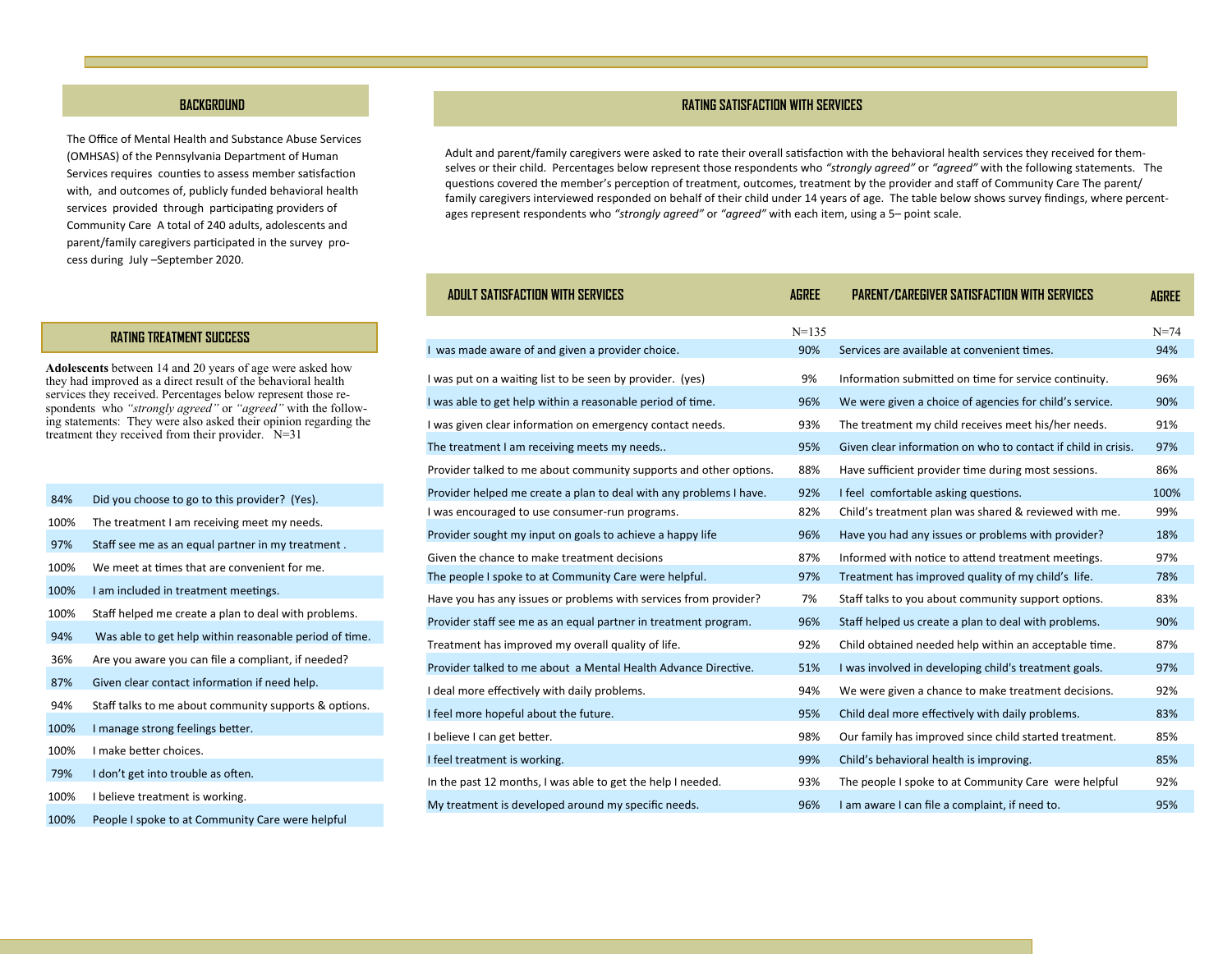## BACKGROUND

The Office of Mental Health and Substance Abuse Services (OMHSAS) of the Pennsylvania Department of Human Services requires counties to assess member satisfaction with, and outcomes of, publicly funded behavioral health services provided through participating providers of Community Care A total of 240 adults, adolescents and parent/family caregivers participated in the survey process during July –September 2020.

## RATING TREATMENT SUCCESS

**Adolescents** between 14 and 20 years of age were asked how they had improved as a direct result of the behavioral health services they received. Percentages below represent those respondents who *"strongly agreed"* or *"agreed"* with the following statements: They were also asked their opinion regarding the treatment they received from their provider. N=31

| | |
|---|---|
| 84% | Did you choose to go to this provider? (Yes). |
| 100% | The treatment I am receiving meet my needs. |
| 97% | Staff see me as an equal partner in my treatment . |
| 100% | We meet at times that are convenient for me. |
| 100% | I am included in treatment meetings. |
| 100% | Staff helped me create a plan to deal with problems. |
| 94% | Was able to get help within reasonable period of time. |
| 36% | Are you aware you can file a compliant, if needed? |
| 87% | Given clear contact information if need help. |
| 94% | Staff talks to me about community supports & options. |
| 100% | I manage strong feelings better. |
| 100% | I make better choices. |
| 79% | I don't get into trouble as often. |
| 100% | I believe treatment is working. |
| 100% | People I spoke to at Community Care were helpful |

## RATING SATISFACTION WITH SERVICES

Adult and parent/family caregivers were asked to rate their overall satisfaction with the behavioral health services they received for themselves or their child. Percentages below represent those respondents who *"strongly agreed"* or *"agreed"* with the following statements. The questions covered the member's perception of treatment, outcomes, treatment by the provider and staff of Community Care The parent/family caregivers interviewed responded on behalf of their child under 14 years of age. The table below shows survey findings, where percentages represent respondents who *"strongly agreed"* or *"agreed"* with each item, using a 5– point scale.

| ADULT SATISFACTION WITH SERVICES | AGREE | PARENT/CAREGIVER SATISFACTION WITH SERVICES | AGREE |
|---|---|---|---|
| | N=135 | | N=74 |
| I was made aware of and given a provider choice. | 90% | Services are available at convenient times. | 94% |
| I was put on a waiting list to be seen by provider. (yes) | 9% | Information submitted on time for service continuity. | 96% |
| I was able to get help within a reasonable period of time. | 96% | We were given a choice of agencies for child's service. | 90% |
| I was given clear information on emergency contact needs. | 93% | The treatment my child receives meet his/her needs. | 91% |
| The treatment I am receiving meets my needs.. | 95% | Given clear information on who to contact if child in crisis. | 97% |
| Provider talked to me about community supports and other options. | 88% | Have sufficient provider time during most sessions. | 86% |
| Provider helped me create a plan to deal with any problems I have. | 92% | I feel comfortable asking questions. | 100% |
| I was encouraged to use consumer-run programs. | 82% | Child's treatment plan was shared & reviewed with me. | 99% |
| Provider sought my input on goals to achieve a happy life | 96% | Have you had any issues or problems with provider? | 18% |
| Given the chance to make treatment decisions | 87% | Informed with notice to attend treatment meetings. | 97% |
| The people I spoke to at Community Care were helpful. | 97% | Treatment has improved quality of my child's life. | 78% |
| Have you has any issues or problems with services from provider? | 7% | Staff talks to you about community support options. | 83% |
| Provider staff see me as an equal partner in treatment program. | 96% | Staff helped us create a plan to deal with problems. | 90% |
| Treatment has improved my overall quality of life. | 92% | Child obtained needed help within an acceptable time. | 87% |
| Provider talked to me about a Mental Health Advance Directive. | 51% | I was involved in developing child's treatment goals. | 97% |
| I deal more effectively with daily problems. | 94% | We were given a chance to make treatment decisions. | 92% |
| I feel more hopeful about the future. | 95% | Child deal more effectively with daily problems. | 83% |
| I believe I can get better. | 98% | Our family has improved since child started treatment. | 85% |
| I feel treatment is working. | 99% | Child's behavioral health is improving. | 85% |
| In the past 12 months, I was able to get the help I needed. | 93% | The people I spoke to at Community Care were helpful | 92% |
| My treatment is developed around my specific needs. | 96% | I am aware I can file a complaint, if need to. | 95% |